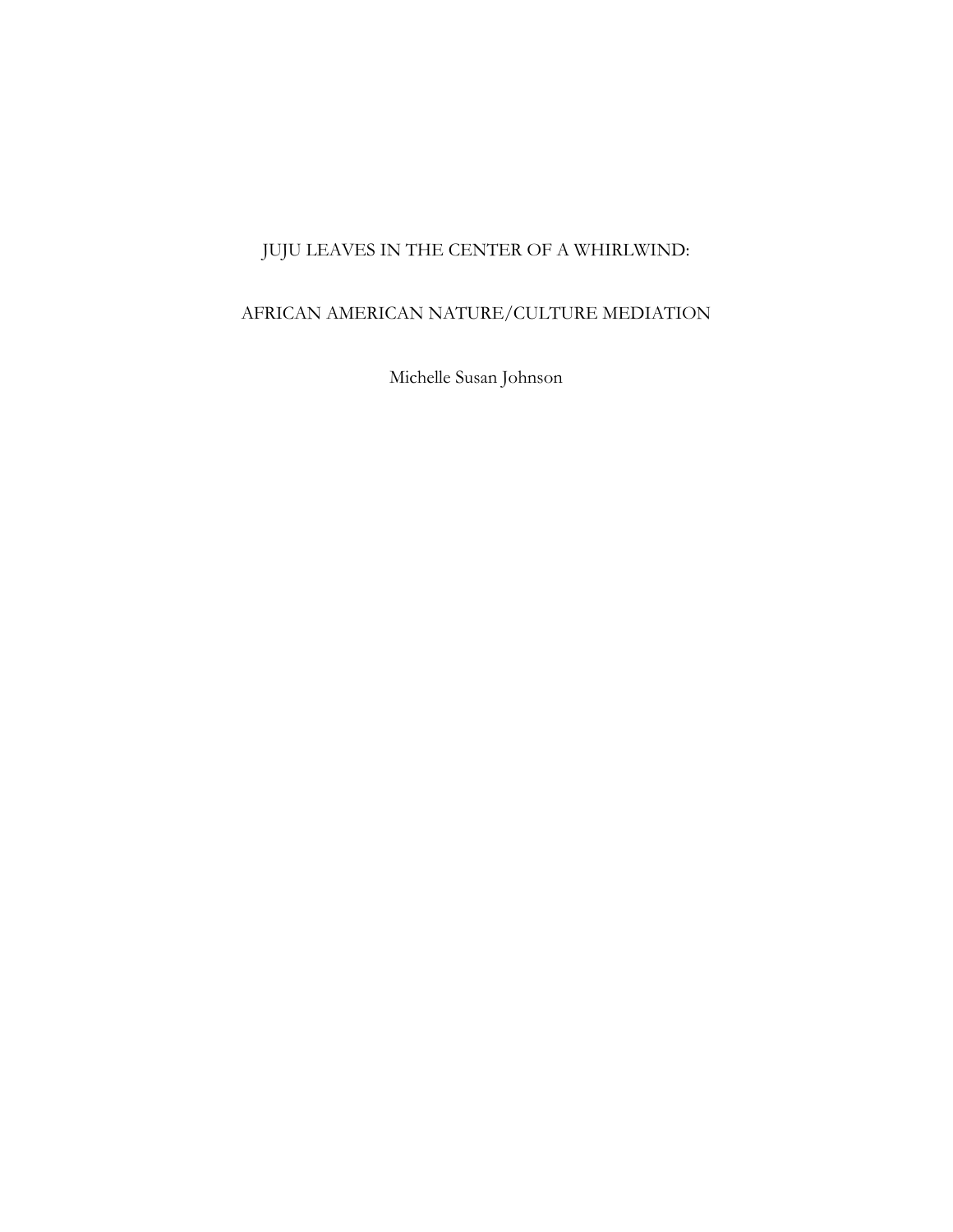# JUJU LEAVES IN THE CENTER OF A WHIRLWIND:

## AFRICAN AMERICAN NATURE/CULTURE MEDIATION

Michelle Susan Johnson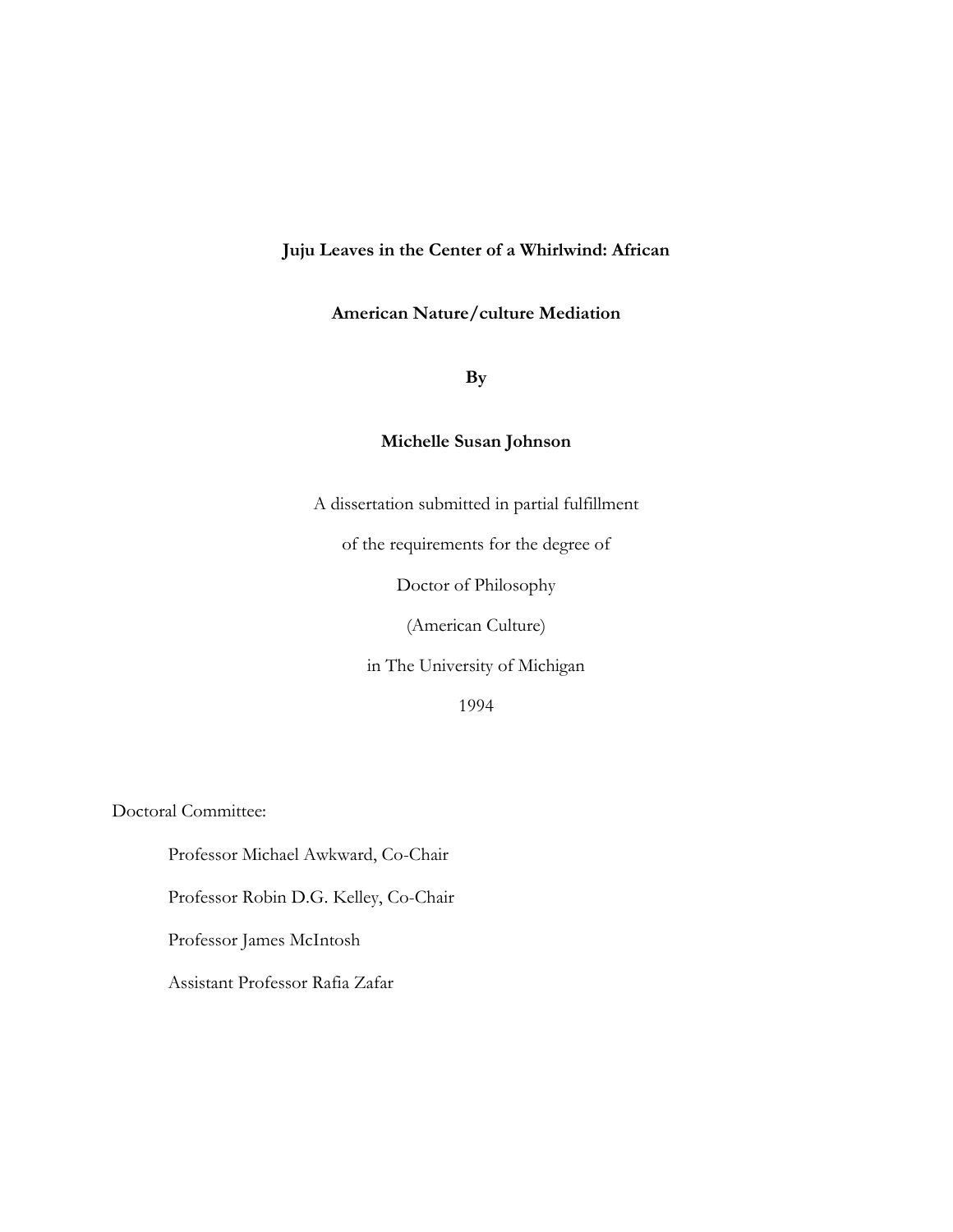**Juju Leaves in the Center of a Whirlwind: African American Nature/culture Mediation**

**By**

**Michelle Susan Johnson**

A dissertation submitted in partial fulfillment

of the requirements for the degree of

Doctor of Philosophy

(American Culture)

in The University of Michigan

1994

Doctoral Committee:

Professor Michael Awkward, Co-Chair

Professor Robin D.G. Kelley, Co-Chair

Professor James McIntosh

Assistant Professor Rafia Zafar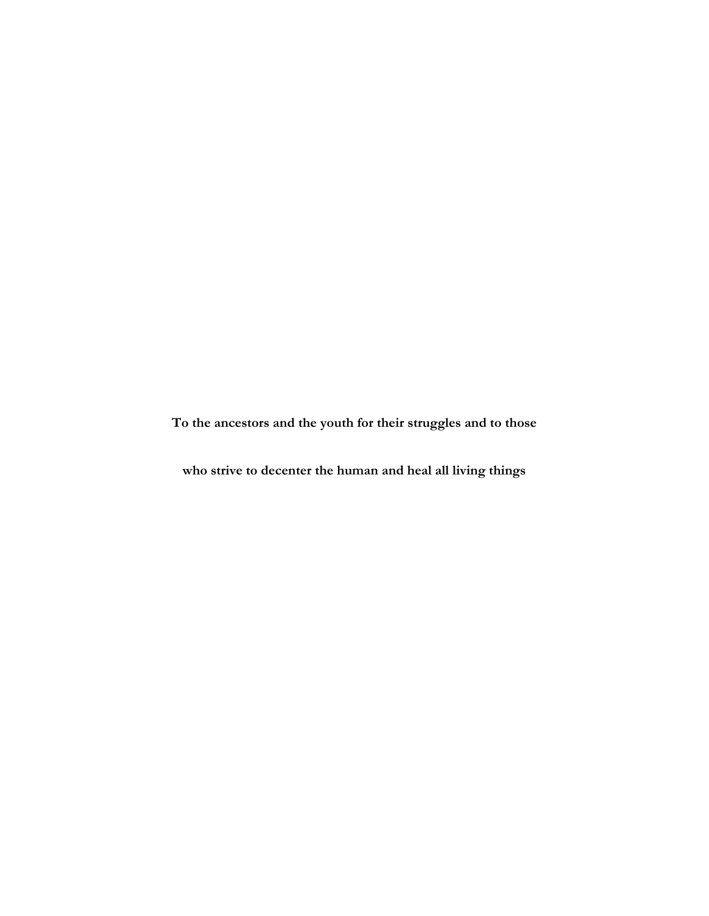**To the ancestors and the youth for their struggles and to those who strive to decenter the human and heal all living things**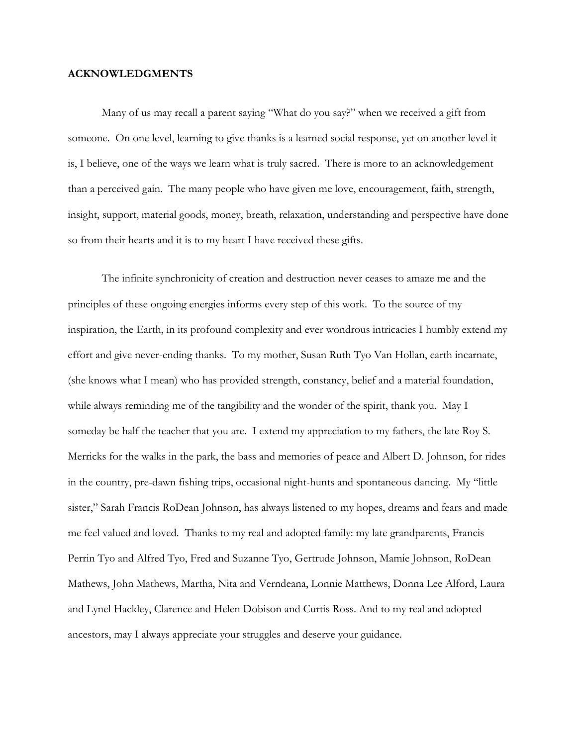# ACKNOWLEDGMENTS

Many of us may recall a parent saying "What do you say?" when we received a gift from someone. On one level, learning to give thanks is a learned social response, yet on another level it is, I believe, one of the ways we learn what is truly sacred. There is more to an acknowledgement than a perceived gain. The many people who have given me love, encouragement, faith, strength, insight, support, material goods, money, breath, relaxation, understanding and perspective have done so from their hearts and it is to my heart I have received these gifts.

The infinite synchronicity of creation and destruction never ceases to amaze me and the principles of these ongoing energies informs every step of this work. To the source of my inspiration, the Earth, in its profound complexity and ever wondrous intricacies I humbly extend my effort and give never-ending thanks. To my mother, Susan Ruth Tyo Van Hollan, earth incarnate, (she knows what I mean) who has provided strength, constancy, belief and a material foundation, while always reminding me of the tangibility and the wonder of the spirit, thank you. May I someday be half the teacher that you are. I extend my appreciation to my fathers, the late Roy S. Merricks for the walks in the park, the bass and memories of peace and Albert D. Johnson, for rides in the country, pre-dawn fishing trips, occasional night-hunts and spontaneous dancing. My "little sister," Sarah Francis RoDean Johnson, has always listened to my hopes, dreams and fears and made me feel valued and loved. Thanks to my real and adopted family: my late grandparents, Francis Perrin Tyo and Alfred Tyo, Fred and Suzanne Tyo, Gertrude Johnson, Mamie Johnson, RoDean Mathews, John Mathews, Martha, Nita and Verndeana, Lonnie Matthews, Donna Lee Alford, Laura and Lynel Hackley, Clarence and Helen Dobison and Curtis Ross. And to my real and adopted ancestors, may I always appreciate your struggles and deserve your guidance.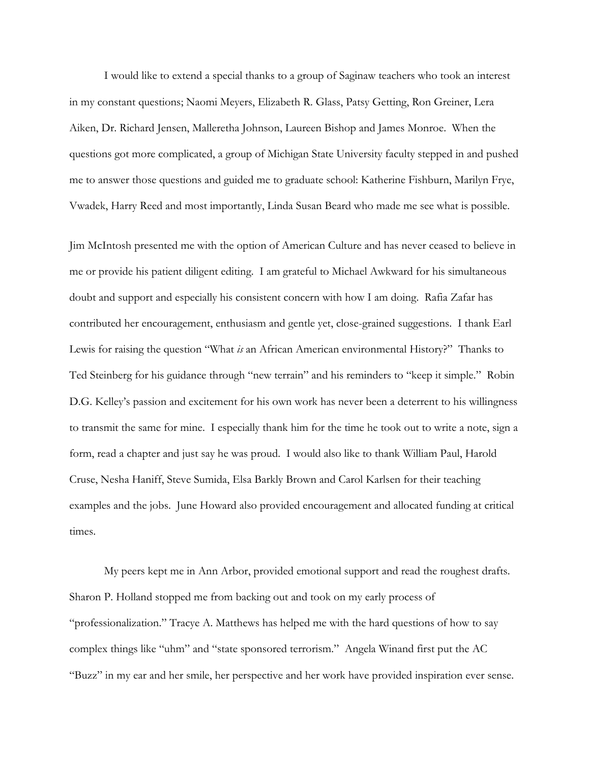I would like to extend a special thanks to a group of Saginaw teachers who took an interest in my constant questions; Naomi Meyers, Elizabeth R. Glass, Patsy Getting, Ron Greiner, Lera Aiken, Dr. Richard Jensen, Malleretha Johnson, Laureen Bishop and James Monroe. When the questions got more complicated, a group of Michigan State University faculty stepped in and pushed me to answer those questions and guided me to graduate school: Katherine Fishburn, Marilyn Frye, Vwadek, Harry Reed and most importantly, Linda Susan Beard who made me see what is possible.

Jim McIntosh presented me with the option of American Culture and has never ceased to believe in me or provide his patient diligent editing. I am grateful to Michael Awkward for his simultaneous doubt and support and especially his consistent concern with how I am doing. Rafia Zafar has contributed her encouragement, enthusiasm and gentle yet, close-grained suggestions. I thank Earl Lewis for raising the question "What *is* an African American environmental History?" Thanks to Ted Steinberg for his guidance through "new terrain" and his reminders to "keep it simple." Robin D.G. Kelley's passion and excitement for his own work has never been a deterrent to his willingness to transmit the same for mine. I especially thank him for the time he took out to write a note, sign a form, read a chapter and just say he was proud. I would also like to thank William Paul, Harold Cruse, Nesha Haniff, Steve Sumida, Elsa Barkly Brown and Carol Karlsen for their teaching examples and the jobs. June Howard also provided encouragement and allocated funding at critical times.

My peers kept me in Ann Arbor, provided emotional support and read the roughest drafts. Sharon P. Holland stopped me from backing out and took on my early process of "professionalization." Tracye A. Matthews has helped me with the hard questions of how to say complex things like "uhm" and "state sponsored terrorism." Angela Winand first put the AC "Buzz" in my ear and her smile, her perspective and her work have provided inspiration ever sense.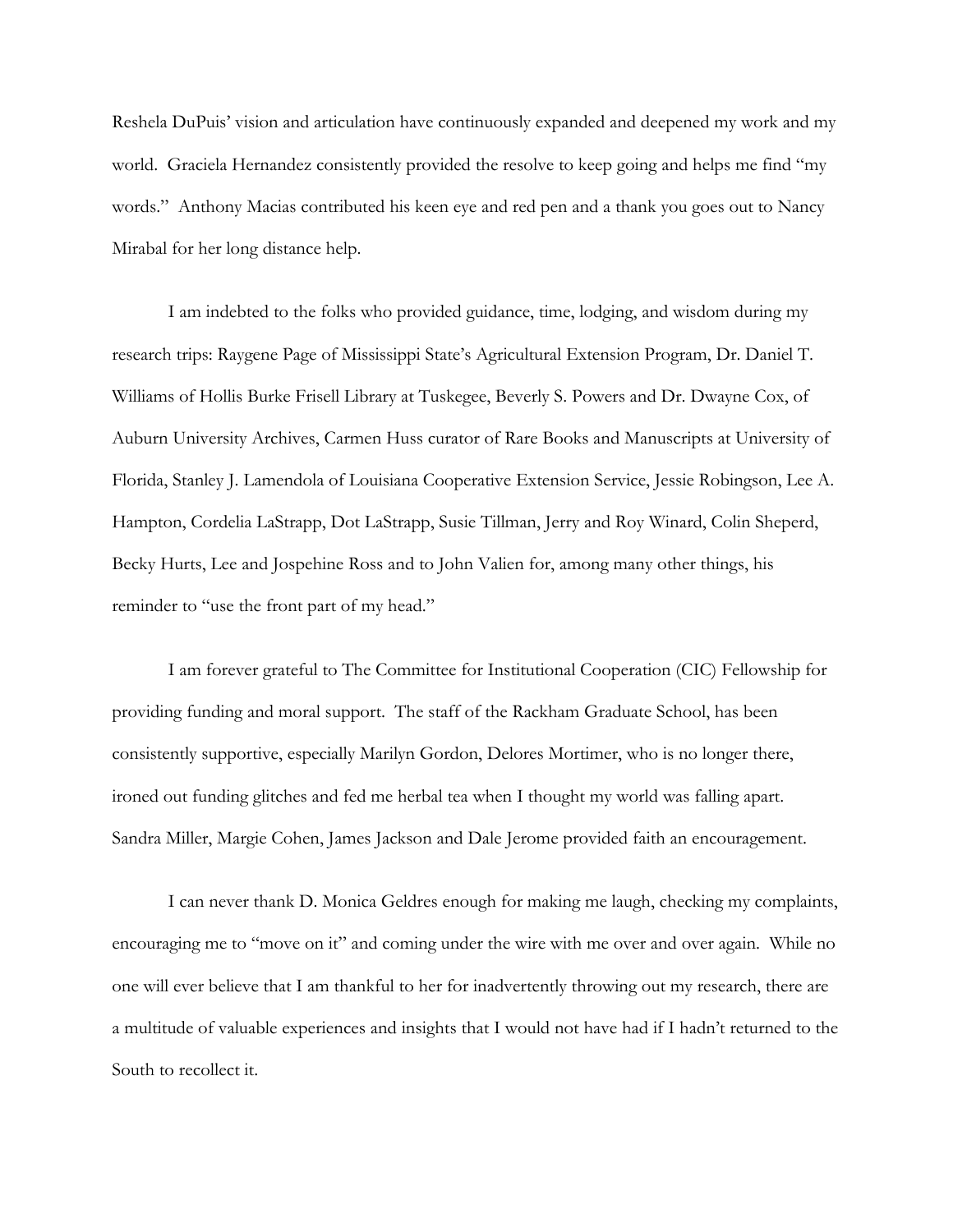Reshela DuPuis' vision and articulation have continuously expanded and deepened my work and my world. Graciela Hernandez consistently provided the resolve to keep going and helps me find "my words." Anthony Macias contributed his keen eye and red pen and a thank you goes out to Nancy Mirabal for her long distance help.

I am indebted to the folks who provided guidance, time, lodging, and wisdom during my research trips: Raygene Page of Mississippi State's Agricultural Extension Program, Dr. Daniel T. Williams of Hollis Burke Frisell Library at Tuskegee, Beverly S. Powers and Dr. Dwayne Cox, of Auburn University Archives, Carmen Huss curator of Rare Books and Manuscripts at University of Florida, Stanley J. Lamendola of Louisiana Cooperative Extension Service, Jessie Robingson, Lee A. Hampton, Cordelia LaStrapp, Dot LaStrapp, Susie Tillman, Jerry and Roy Winard, Colin Sheperd, Becky Hurts, Lee and Jospehine Ross and to John Valien for, among many other things, his reminder to "use the front part of my head."

I am forever grateful to The Committee for Institutional Cooperation (CIC) Fellowship for providing funding and moral support. The staff of the Rackham Graduate School, has been consistently supportive, especially Marilyn Gordon, Delores Mortimer, who is no longer there, ironed out funding glitches and fed me herbal tea when I thought my world was falling apart. Sandra Miller, Margie Cohen, James Jackson and Dale Jerome provided faith an encouragement.

I can never thank D. Monica Geldres enough for making me laugh, checking my complaints, encouraging me to "move on it" and coming under the wire with me over and over again. While no one will ever believe that I am thankful to her for inadvertently throwing out my research, there are a multitude of valuable experiences and insights that I would not have had if I hadn't returned to the South to recollect it.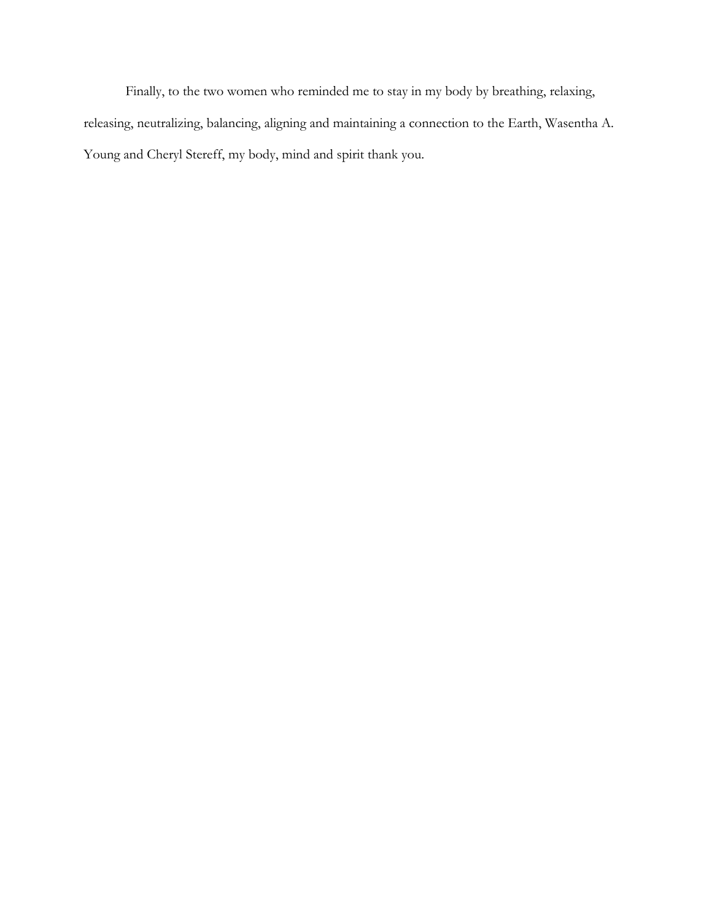Finally, to the two women who reminded me to stay in my body by breathing, relaxing, releasing, neutralizing, balancing, aligning and maintaining a connection to the Earth, Wasentha A. Young and Cheryl Stereff, my body, mind and spirit thank you.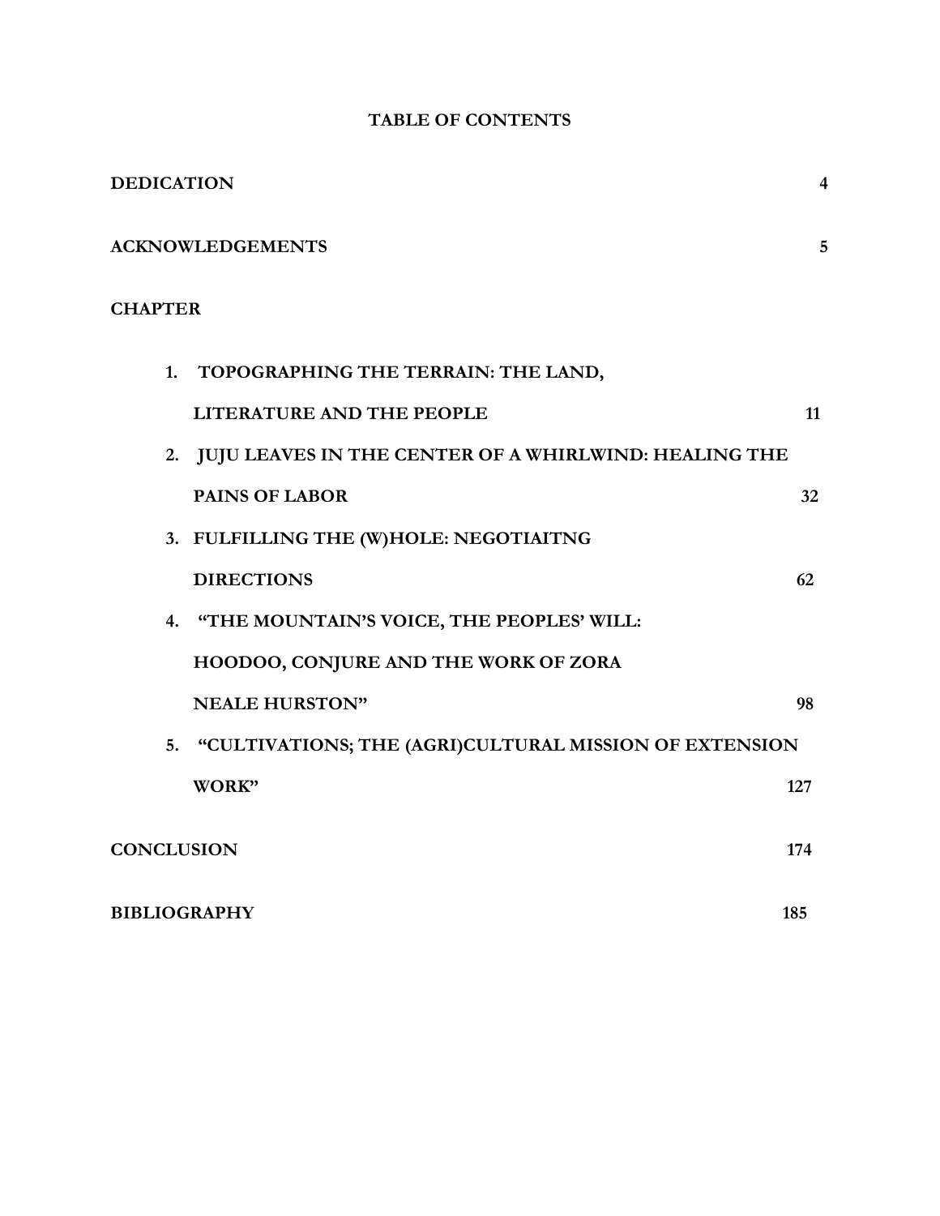# TABLE OF CONTENTS

**DEDICATION** 4

**ACKNOWLEDGEMENTS** 5

**CHAPTER**

1. **TOPOGRAPHING THE TERRAIN: THE LAND, LITERATURE AND THE PEOPLE** 11
2. **JUJU LEAVES IN THE CENTER OF A WHIRLWIND: HEALING THE PAINS OF LABOR** 32
3. **FULFILLING THE (W)HOLE: NEGOTIAITNG DIRECTIONS** 62
4. **"THE MOUNTAIN'S VOICE, THE PEOPLES' WILL: HOODOO, CONJURE AND THE WORK OF ZORA NEALE HURSTON"** 98
5. **"CULTIVATIONS; THE (AGRI)CULTURAL MISSION OF EXTENSION WORK"** 127

**CONCLUSION** 174

**BIBLIOGRAPHY** 185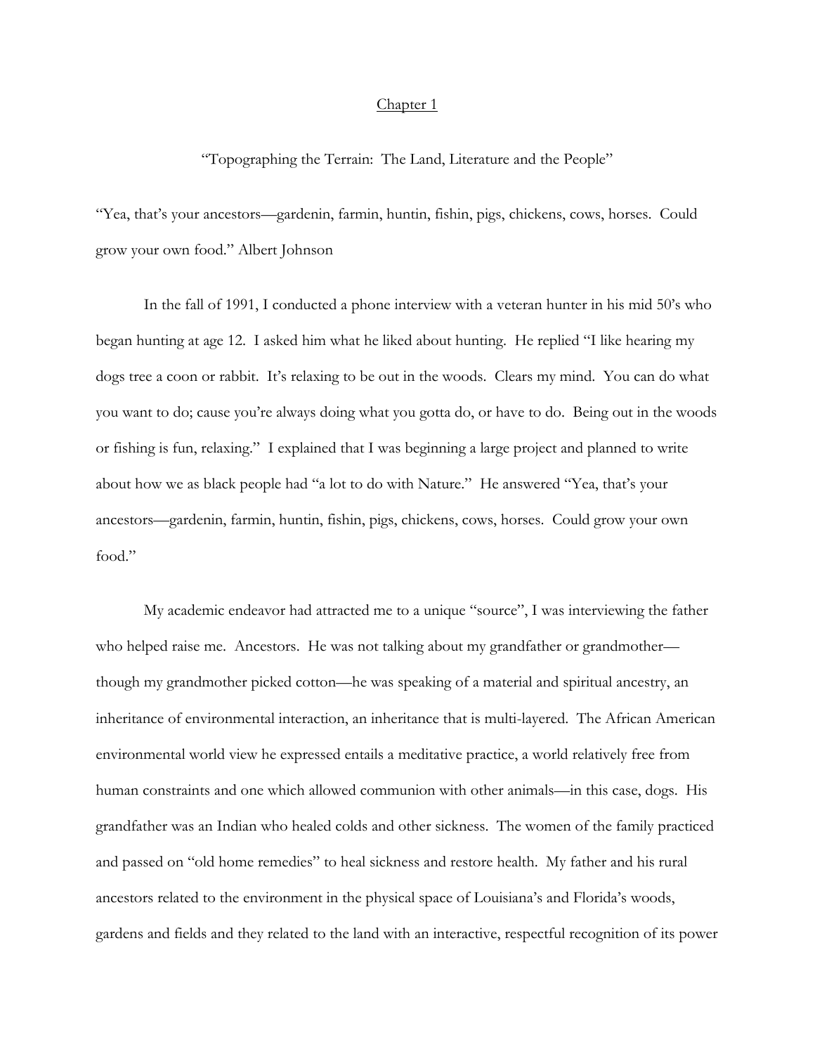# Chapter 1

## "Topographing the Terrain: The Land, Literature and the People"

"Yea, that's your ancestors—gardenin, farmin, huntin, fishin, pigs, chickens, cows, horses. Could grow your own food." Albert Johnson

In the fall of 1991, I conducted a phone interview with a veteran hunter in his mid 50's who began hunting at age 12. I asked him what he liked about hunting. He replied "I like hearing my dogs tree a coon or rabbit. It's relaxing to be out in the woods. Clears my mind. You can do what you want to do; cause you're always doing what you gotta do, or have to do. Being out in the woods or fishing is fun, relaxing." I explained that I was beginning a large project and planned to write about how we as black people had "a lot to do with Nature." He answered "Yea, that's your ancestors—gardenin, farmin, huntin, fishin, pigs, chickens, cows, horses. Could grow your own food."

My academic endeavor had attracted me to a unique "source", I was interviewing the father who helped raise me. Ancestors. He was not talking about my grandfather or grandmother—though my grandmother picked cotton—he was speaking of a material and spiritual ancestry, an inheritance of environmental interaction, an inheritance that is multi-layered. The African American environmental world view he expressed entails a meditative practice, a world relatively free from human constraints and one which allowed communion with other animals—in this case, dogs. His grandfather was an Indian who healed colds and other sickness. The women of the family practiced and passed on "old home remedies" to heal sickness and restore health. My father and his rural ancestors related to the environment in the physical space of Louisiana's and Florida's woods, gardens and fields and they related to the land with an interactive, respectful recognition of its power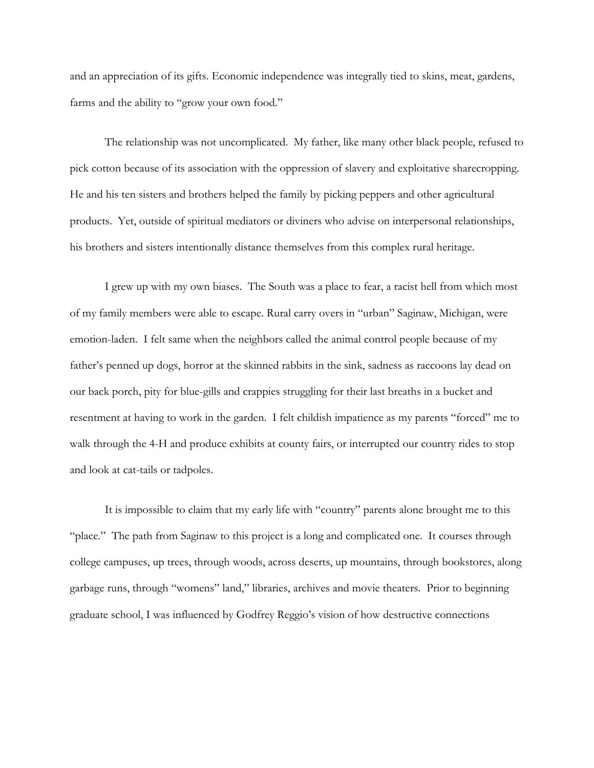and an appreciation of its gifts. Economic independence was integrally tied to skins, meat, gardens, farms and the ability to "grow your own food."

The relationship was not uncomplicated. My father, like many other black people, refused to pick cotton because of its association with the oppression of slavery and exploitative sharecropping. He and his ten sisters and brothers helped the family by picking peppers and other agricultural products. Yet, outside of spiritual mediators or diviners who advise on interpersonal relationships, his brothers and sisters intentionally distance themselves from this complex rural heritage.

I grew up with my own biases. The South was a place to fear, a racist hell from which most of my family members were able to escape. Rural carry overs in "urban" Saginaw, Michigan, were emotion-laden. I felt same when the neighbors called the animal control people because of my father's penned up dogs, horror at the skinned rabbits in the sink, sadness as raccoons lay dead on our back porch, pity for blue-gills and crappies struggling for their last breaths in a bucket and resentment at having to work in the garden. I felt childish impatience as my parents "forced" me to walk through the 4-H and produce exhibits at county fairs, or interrupted our country rides to stop and look at cat-tails or tadpoles.

It is impossible to claim that my early life with "country" parents alone brought me to this "place." The path from Saginaw to this project is a long and complicated one. It courses through college campuses, up trees, through woods, across deserts, up mountains, through bookstores, along garbage runs, through "womens" land," libraries, archives and movie theaters. Prior to beginning graduate school, I was influenced by Godfrey Reggio's vision of how destructive connections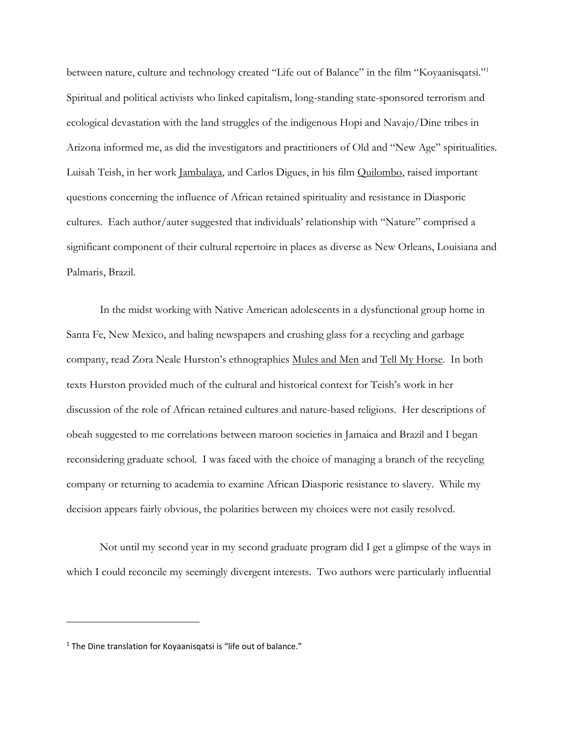between nature, culture and technology created "Life out of Balance" in the film "Koyaanisqatsi."[1] Spiritual and political activists who linked capitalism, long-standing state-sponsored terrorism and ecological devastation with the land struggles of the indigenous Hopi and Navajo/Dine tribes in Arizona informed me, as did the investigators and practitioners of Old and "New Age" spiritualities. Luisah Teish, in her work Jambalaya, and Carlos Digues, in his film Quilombo, raised important questions concerning the influence of African retained spirituality and resistance in Diasporic cultures. Each author/auter suggested that individuals' relationship with "Nature" comprised a significant component of their cultural repertoire in places as diverse as New Orleans, Louisiana and Palmaris, Brazil.

In the midst working with Native American adolescents in a dysfunctional group home in Santa Fe, New Mexico, and baling newspapers and crushing glass for a recycling and garbage company, read Zora Neale Hurston's ethnographies Mules and Men and Tell My Horse. In both texts Hurston provided much of the cultural and historical context for Teish's work in her discussion of the role of African retained cultures and nature-based religions. Her descriptions of obeah suggested to me correlations between maroon societies in Jamaica and Brazil and I began reconsidering graduate school. I was faced with the choice of managing a branch of the recycling company or returning to academia to examine African Diasporic resistance to slavery. While my decision appears fairly obvious, the polarities between my choices were not easily resolved.

Not until my second year in my second graduate program did I get a glimpse of the ways in which I could reconcile my seemingly divergent interests. Two authors were particularly influential

---

[1] The Dine translation for Koyaanisqatsi is "life out of balance."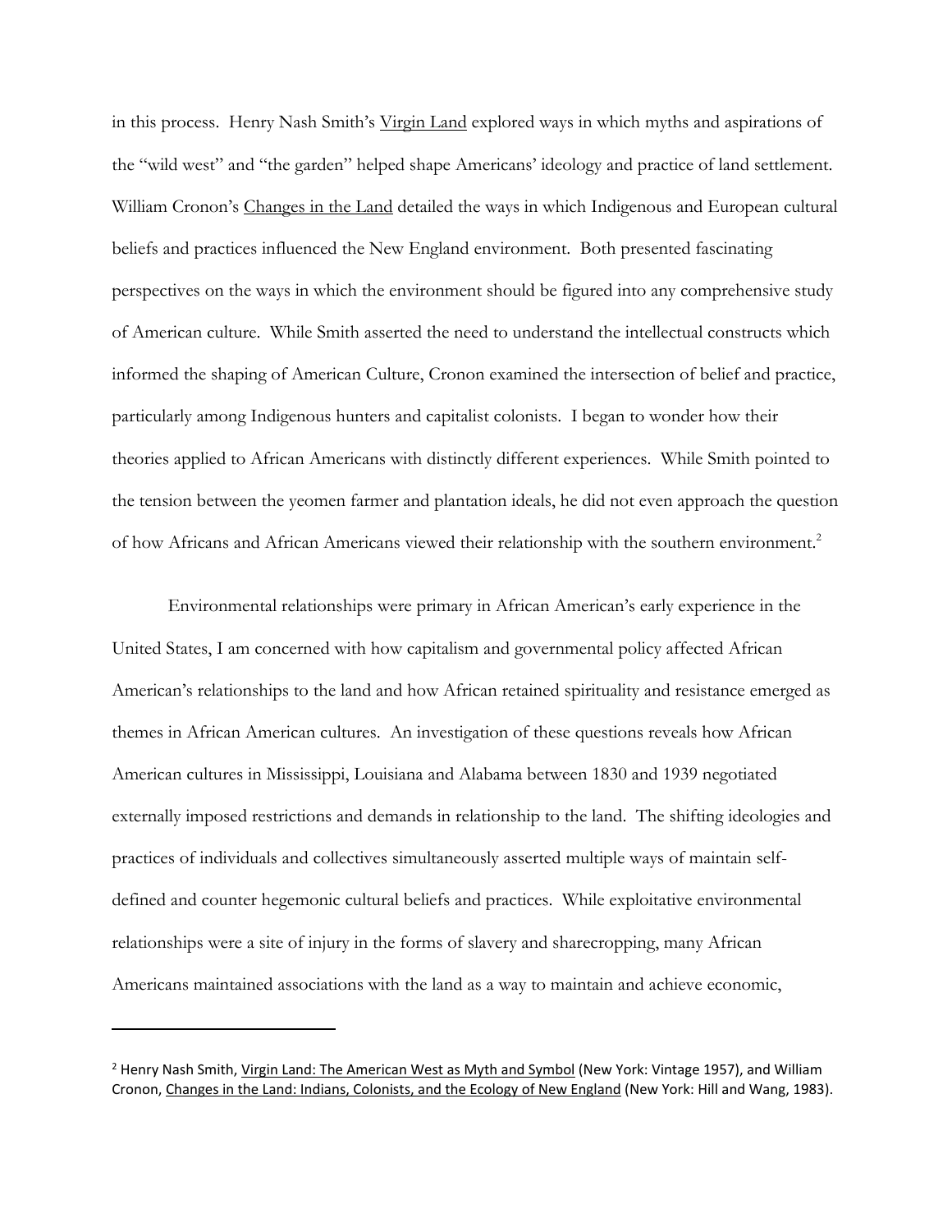in this process. Henry Nash Smith's Virgin Land explored ways in which myths and aspirations of the "wild west" and "the garden" helped shape Americans' ideology and practice of land settlement. William Cronon's Changes in the Land detailed the ways in which Indigenous and European cultural beliefs and practices influenced the New England environment. Both presented fascinating perspectives on the ways in which the environment should be figured into any comprehensive study of American culture. While Smith asserted the need to understand the intellectual constructs which informed the shaping of American Culture, Cronon examined the intersection of belief and practice, particularly among Indigenous hunters and capitalist colonists. I began to wonder how their theories applied to African Americans with distinctly different experiences. While Smith pointed to the tension between the yeomen farmer and plantation ideals, he did not even approach the question of how Africans and African Americans viewed their relationship with the southern environment.[2]

Environmental relationships were primary in African American's early experience in the United States, I am concerned with how capitalism and governmental policy affected African American's relationships to the land and how African retained spirituality and resistance emerged as themes in African American cultures. An investigation of these questions reveals how African American cultures in Mississippi, Louisiana and Alabama between 1830 and 1939 negotiated externally imposed restrictions and demands in relationship to the land. The shifting ideologies and practices of individuals and collectives simultaneously asserted multiple ways of maintain self-defined and counter hegemonic cultural beliefs and practices. While exploitative environmental relationships were a site of injury in the forms of slavery and sharecropping, many African Americans maintained associations with the land as a way to maintain and achieve economic,

---

[2] Henry Nash Smith, Virgin Land: The American West as Myth and Symbol (New York: Vintage 1957), and William Cronon, Changes in the Land: Indians, Colonists, and the Ecology of New England (New York: Hill and Wang, 1983).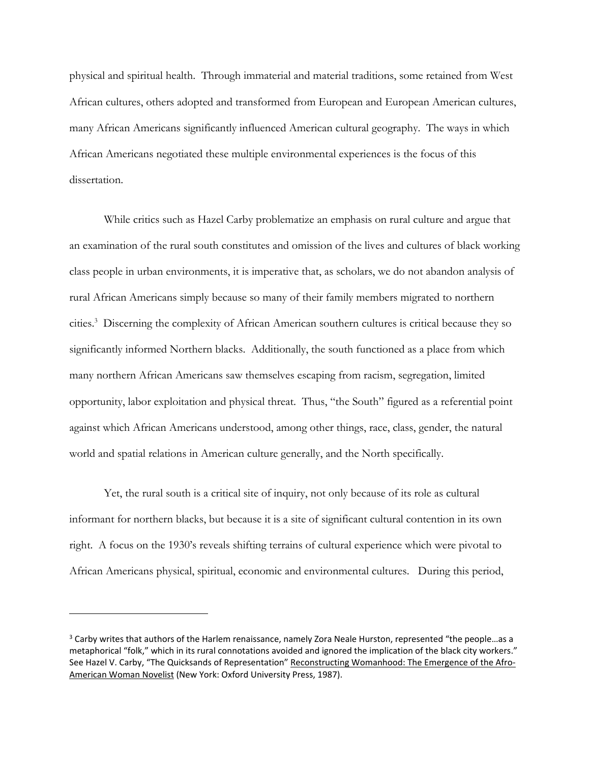physical and spiritual health. Through immaterial and material traditions, some retained from West African cultures, others adopted and transformed from European and European American cultures, many African Americans significantly influenced American cultural geography. The ways in which African Americans negotiated these multiple environmental experiences is the focus of this dissertation.

While critics such as Hazel Carby problematize an emphasis on rural culture and argue that an examination of the rural south constitutes and omission of the lives and cultures of black working class people in urban environments, it is imperative that, as scholars, we do not abandon analysis of rural African Americans simply because so many of their family members migrated to northern cities.[3] Discerning the complexity of African American southern cultures is critical because they so significantly informed Northern blacks. Additionally, the south functioned as a place from which many northern African Americans saw themselves escaping from racism, segregation, limited opportunity, labor exploitation and physical threat. Thus, "the South" figured as a referential point against which African Americans understood, among other things, race, class, gender, the natural world and spatial relations in American culture generally, and the North specifically.

Yet, the rural south is a critical site of inquiry, not only because of its role as cultural informant for northern blacks, but because it is a site of significant cultural contention in its own right. A focus on the 1930's reveals shifting terrains of cultural experience which were pivotal to African Americans physical, spiritual, economic and environmental cultures. During this period,

---

[3] Carby writes that authors of the Harlem renaissance, namely Zora Neale Hurston, represented "the people…as a metaphorical "folk," which in its rural connotations avoided and ignored the implication of the black city workers." See Hazel V. Carby, "The Quicksands of Representation" Reconstructing Womanhood: The Emergence of the Afro-American Woman Novelist (New York: Oxford University Press, 1987).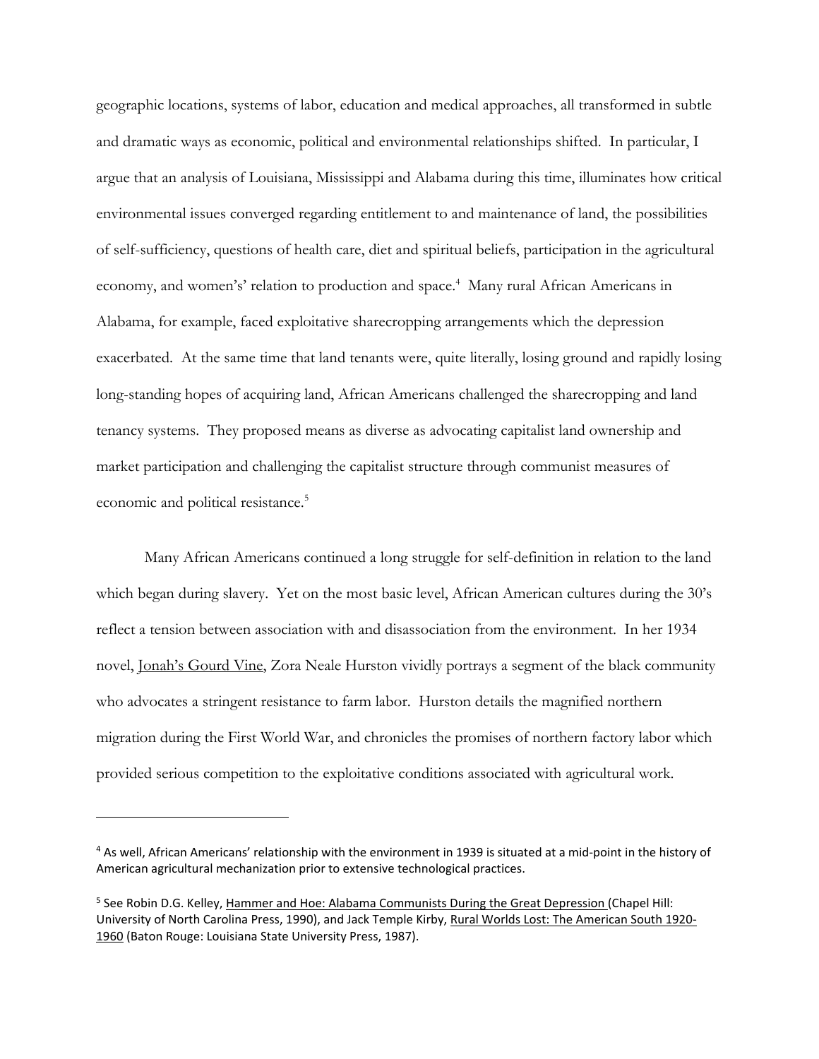geographic locations, systems of labor, education and medical approaches, all transformed in subtle and dramatic ways as economic, political and environmental relationships shifted. In particular, I argue that an analysis of Louisiana, Mississippi and Alabama during this time, illuminates how critical environmental issues converged regarding entitlement to and maintenance of land, the possibilities of self-sufficiency, questions of health care, diet and spiritual beliefs, participation in the agricultural economy, and women's' relation to production and space.[4] Many rural African Americans in Alabama, for example, faced exploitative sharecropping arrangements which the depression exacerbated. At the same time that land tenants were, quite literally, losing ground and rapidly losing long-standing hopes of acquiring land, African Americans challenged the sharecropping and land tenancy systems. They proposed means as diverse as advocating capitalist land ownership and market participation and challenging the capitalist structure through communist measures of economic and political resistance.[5]

Many African Americans continued a long struggle for self-definition in relation to the land which began during slavery. Yet on the most basic level, African American cultures during the 30's reflect a tension between association with and disassociation from the environment. In her 1934 novel, Jonah's Gourd Vine, Zora Neale Hurston vividly portrays a segment of the black community who advocates a stringent resistance to farm labor. Hurston details the magnified northern migration during the First World War, and chronicles the promises of northern factory labor which provided serious competition to the exploitative conditions associated with agricultural work.

---

[4] As well, African Americans' relationship with the environment in 1939 is situated at a mid-point in the history of American agricultural mechanization prior to extensive technological practices.

[5] See Robin D.G. Kelley, Hammer and Hoe: Alabama Communists During the Great Depression (Chapel Hill: University of North Carolina Press, 1990), and Jack Temple Kirby, Rural Worlds Lost: The American South 1920-1960 (Baton Rouge: Louisiana State University Press, 1987).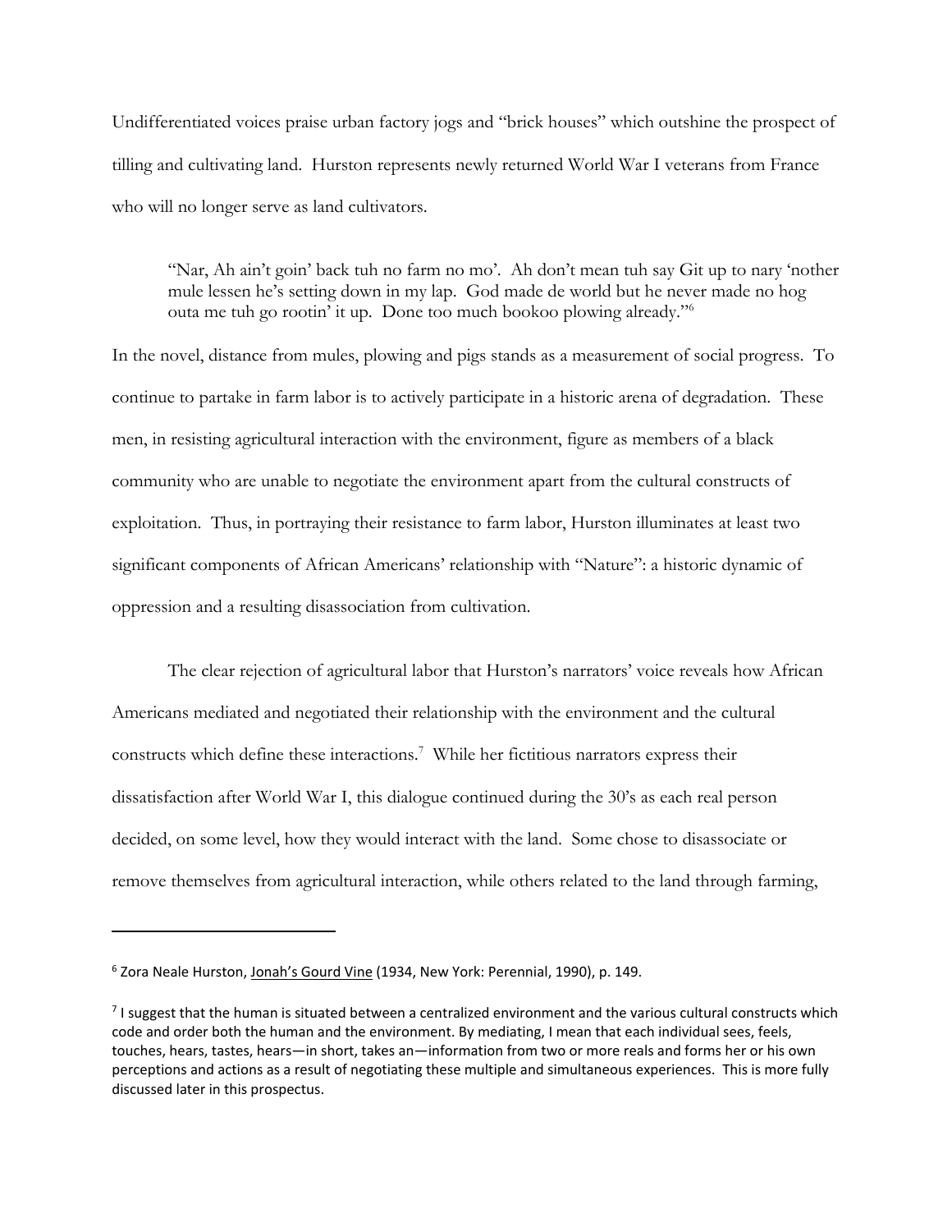Undifferentiated voices praise urban factory jogs and "brick houses" which outshine the prospect of tilling and cultivating land. Hurston represents newly returned World War I veterans from France who will no longer serve as land cultivators.

> "Nar, Ah ain't goin' back tuh no farm no mo'. Ah don't mean tuh say Git up to nary 'nother mule lessen he's setting down in my lap. God made de world but he never made no hog outa me tuh go rootin' it up. Done too much bookoo plowing already."[6]

In the novel, distance from mules, plowing and pigs stands as a measurement of social progress. To continue to partake in farm labor is to actively participate in a historic arena of degradation. These men, in resisting agricultural interaction with the environment, figure as members of a black community who are unable to negotiate the environment apart from the cultural constructs of exploitation. Thus, in portraying their resistance to farm labor, Hurston illuminates at least two significant components of African Americans' relationship with "Nature": a historic dynamic of oppression and a resulting disassociation from cultivation.

The clear rejection of agricultural labor that Hurston's narrators' voice reveals how African Americans mediated and negotiated their relationship with the environment and the cultural constructs which define these interactions.[7] While her fictitious narrators express their dissatisfaction after World War I, this dialogue continued during the 30's as each real person decided, on some level, how they would interact with the land. Some chose to disassociate or remove themselves from agricultural interaction, while others related to the land through farming,

---

[6] Zora Neale Hurston, Jonah's Gourd Vine (1934, New York: Perennial, 1990), p. 149.

[7] I suggest that the human is situated between a centralized environment and the various cultural constructs which code and order both the human and the environment. By mediating, I mean that each individual sees, feels, touches, hears, tastes, hears—in short, takes an—information from two or more reals and forms her or his own perceptions and actions as a result of negotiating these multiple and simultaneous experiences. This is more fully discussed later in this prospectus.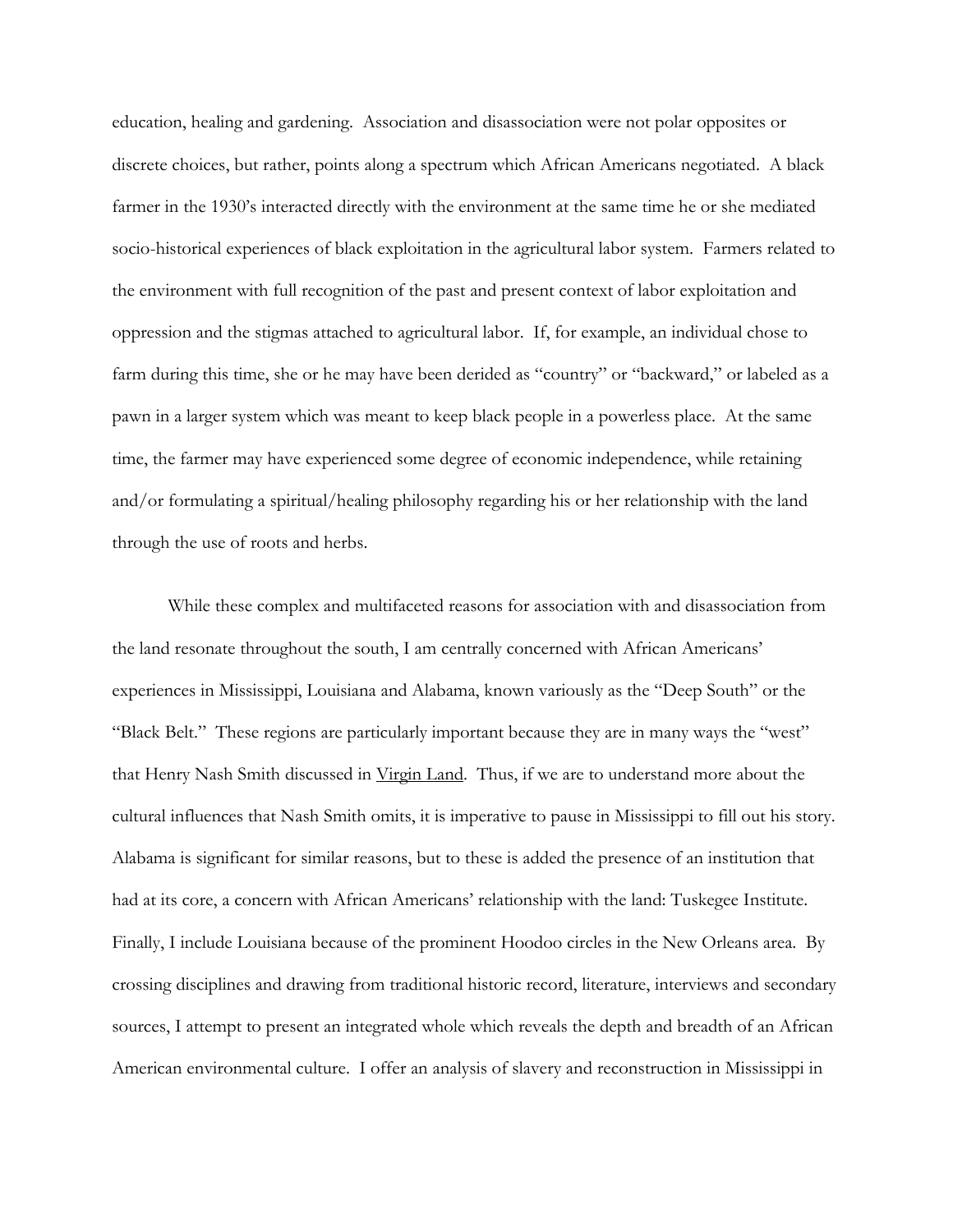education, healing and gardening. Association and disassociation were not polar opposites or discrete choices, but rather, points along a spectrum which African Americans negotiated. A black farmer in the 1930's interacted directly with the environment at the same time he or she mediated socio-historical experiences of black exploitation in the agricultural labor system. Farmers related to the environment with full recognition of the past and present context of labor exploitation and oppression and the stigmas attached to agricultural labor. If, for example, an individual chose to farm during this time, she or he may have been derided as "country" or "backward," or labeled as a pawn in a larger system which was meant to keep black people in a powerless place. At the same time, the farmer may have experienced some degree of economic independence, while retaining and/or formulating a spiritual/healing philosophy regarding his or her relationship with the land through the use of roots and herbs.

While these complex and multifaceted reasons for association with and disassociation from the land resonate throughout the south, I am centrally concerned with African Americans' experiences in Mississippi, Louisiana and Alabama, known variously as the "Deep South" or the "Black Belt." These regions are particularly important because they are in many ways the "west" that Henry Nash Smith discussed in Virgin Land. Thus, if we are to understand more about the cultural influences that Nash Smith omits, it is imperative to pause in Mississippi to fill out his story. Alabama is significant for similar reasons, but to these is added the presence of an institution that had at its core, a concern with African Americans' relationship with the land: Tuskegee Institute. Finally, I include Louisiana because of the prominent Hoodoo circles in the New Orleans area. By crossing disciplines and drawing from traditional historic record, literature, interviews and secondary sources, I attempt to present an integrated whole which reveals the depth and breadth of an African American environmental culture. I offer an analysis of slavery and reconstruction in Mississippi in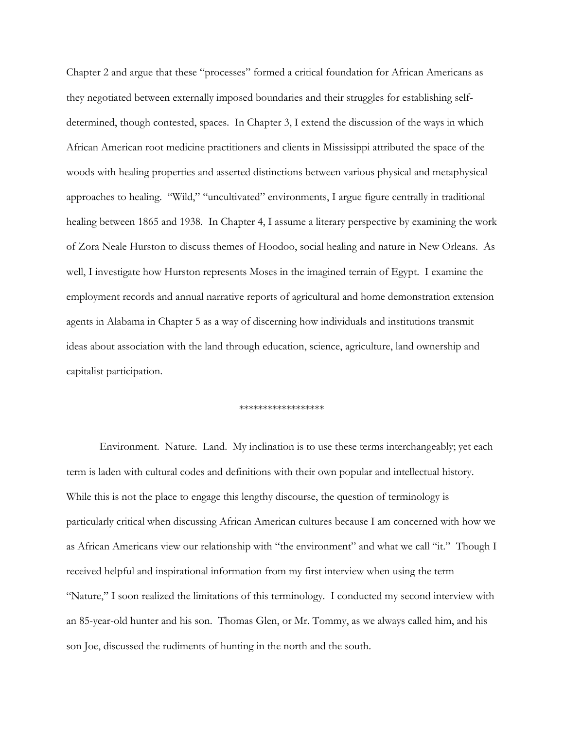Chapter 2 and argue that these "processes" formed a critical foundation for African Americans as they negotiated between externally imposed boundaries and their struggles for establishing self-determined, though contested, spaces. In Chapter 3, I extend the discussion of the ways in which African American root medicine practitioners and clients in Mississippi attributed the space of the woods with healing properties and asserted distinctions between various physical and metaphysical approaches to healing. "Wild," "uncultivated" environments, I argue figure centrally in traditional healing between 1865 and 1938. In Chapter 4, I assume a literary perspective by examining the work of Zora Neale Hurston to discuss themes of Hoodoo, social healing and nature in New Orleans. As well, I investigate how Hurston represents Moses in the imagined terrain of Egypt. I examine the employment records and annual narrative reports of agricultural and home demonstration extension agents in Alabama in Chapter 5 as a way of discerning how individuals and institutions transmit ideas about association with the land through education, science, agriculture, land ownership and capitalist participation.

*****************

Environment. Nature. Land. My inclination is to use these terms interchangeably; yet each term is laden with cultural codes and definitions with their own popular and intellectual history. While this is not the place to engage this lengthy discourse, the question of terminology is particularly critical when discussing African American cultures because I am concerned with how we as African Americans view our relationship with "the environment" and what we call "it." Though I received helpful and inspirational information from my first interview when using the term "Nature," I soon realized the limitations of this terminology. I conducted my second interview with an 85-year-old hunter and his son. Thomas Glen, or Mr. Tommy, as we always called him, and his son Joe, discussed the rudiments of hunting in the north and the south.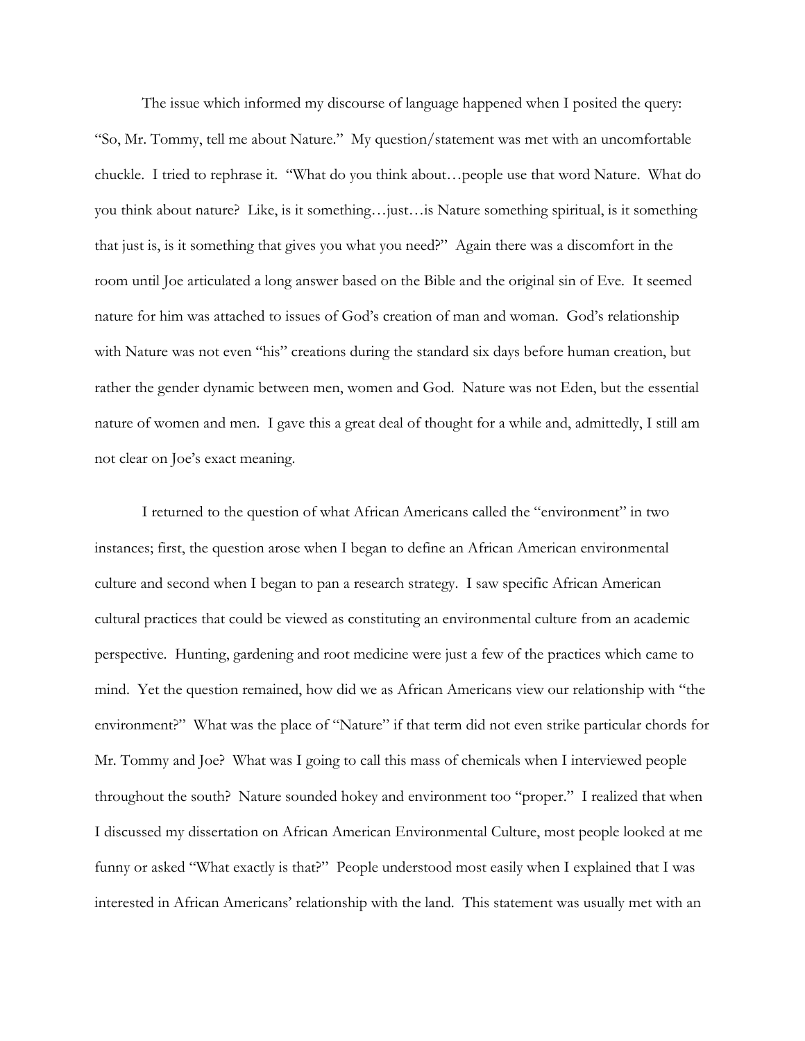The issue which informed my discourse of language happened when I posited the query: "So, Mr. Tommy, tell me about Nature." My question/statement was met with an uncomfortable chuckle. I tried to rephrase it. "What do you think about…people use that word Nature. What do you think about nature? Like, is it something…just…is Nature something spiritual, is it something that just is, is it something that gives you what you need?" Again there was a discomfort in the room until Joe articulated a long answer based on the Bible and the original sin of Eve. It seemed nature for him was attached to issues of God's creation of man and woman. God's relationship with Nature was not even "his" creations during the standard six days before human creation, but rather the gender dynamic between men, women and God. Nature was not Eden, but the essential nature of women and men. I gave this a great deal of thought for a while and, admittedly, I still am not clear on Joe's exact meaning.

I returned to the question of what African Americans called the "environment" in two instances; first, the question arose when I began to define an African American environmental culture and second when I began to pan a research strategy. I saw specific African American cultural practices that could be viewed as constituting an environmental culture from an academic perspective. Hunting, gardening and root medicine were just a few of the practices which came to mind. Yet the question remained, how did we as African Americans view our relationship with "the environment?" What was the place of "Nature" if that term did not even strike particular chords for Mr. Tommy and Joe? What was I going to call this mass of chemicals when I interviewed people throughout the south? Nature sounded hokey and environment too "proper." I realized that when I discussed my dissertation on African American Environmental Culture, most people looked at me funny or asked "What exactly is that?" People understood most easily when I explained that I was interested in African Americans' relationship with the land. This statement was usually met with an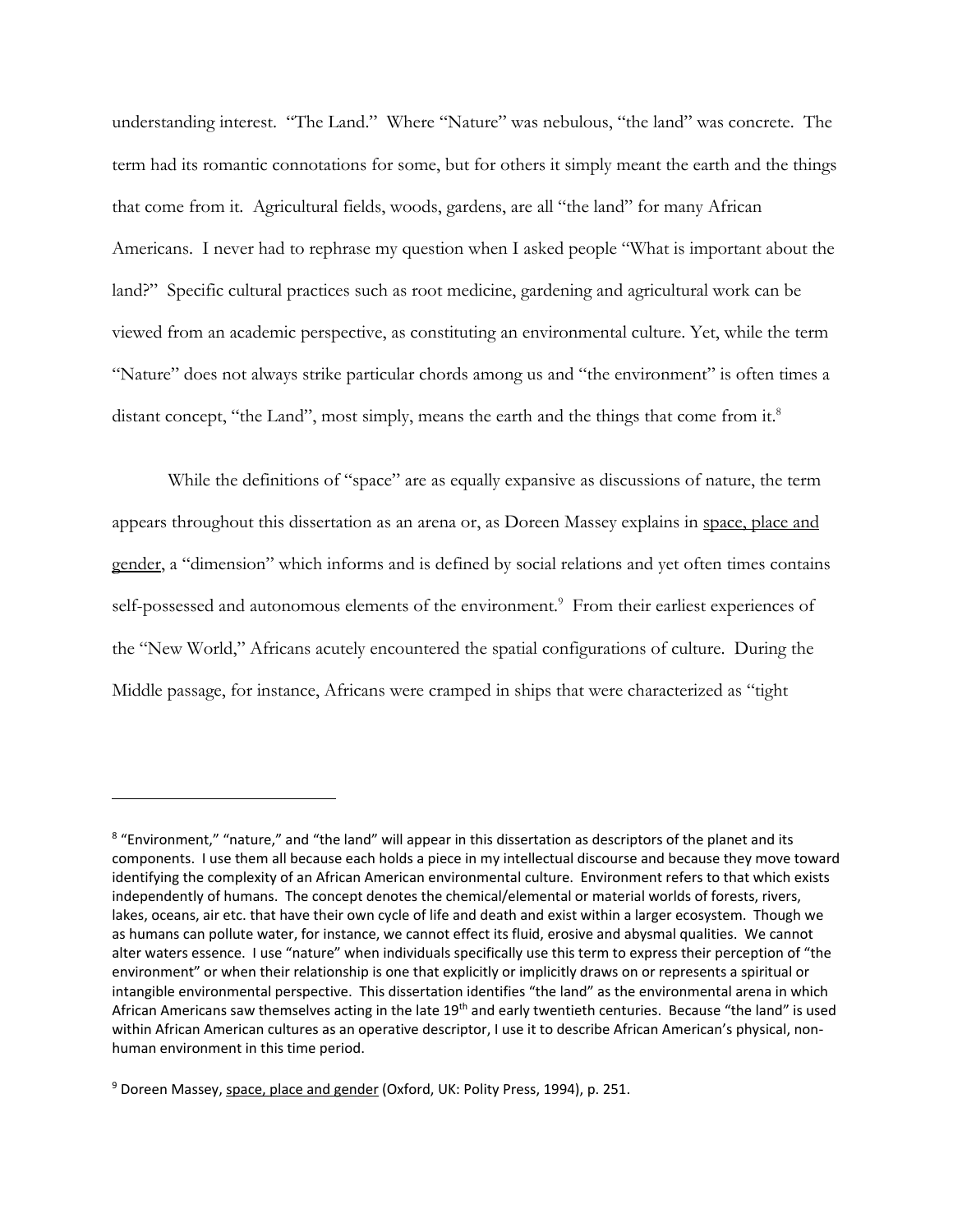understanding interest. "The Land." Where "Nature" was nebulous, "the land" was concrete. The term had its romantic connotations for some, but for others it simply meant the earth and the things that come from it. Agricultural fields, woods, gardens, are all "the land" for many African Americans. I never had to rephrase my question when I asked people "What is important about the land?" Specific cultural practices such as root medicine, gardening and agricultural work can be viewed from an academic perspective, as constituting an environmental culture. Yet, while the term "Nature" does not always strike particular chords among us and "the environment" is often times a distant concept, "the Land", most simply, means the earth and the things that come from it.[8]

While the definitions of "space" are as equally expansive as discussions of nature, the term appears throughout this dissertation as an arena or, as Doreen Massey explains in space, place and gender, a "dimension" which informs and is defined by social relations and yet often times contains self-possessed and autonomous elements of the environment.[9] From their earliest experiences of the "New World," Africans acutely encountered the spatial configurations of culture. During the Middle passage, for instance, Africans were cramped in ships that were characterized as "tight

---

[8] "Environment," "nature," and "the land" will appear in this dissertation as descriptors of the planet and its components. I use them all because each holds a piece in my intellectual discourse and because they move toward identifying the complexity of an African American environmental culture. Environment refers to that which exists independently of humans. The concept denotes the chemical/elemental or material worlds of forests, rivers, lakes, oceans, air etc. that have their own cycle of life and death and exist within a larger ecosystem. Though we as humans can pollute water, for instance, we cannot effect its fluid, erosive and abysmal qualities. We cannot alter waters essence. I use "nature" when individuals specifically use this term to express their perception of "the environment" or when their relationship is one that explicitly or implicitly draws on or represents a spiritual or intangible environmental perspective. This dissertation identifies "the land" as the environmental arena in which African Americans saw themselves acting in the late 19th and early twentieth centuries. Because "the land" is used within African American cultures as an operative descriptor, I use it to describe African American's physical, non-human environment in this time period.

[9] Doreen Massey, space, place and gender (Oxford, UK: Polity Press, 1994), p. 251.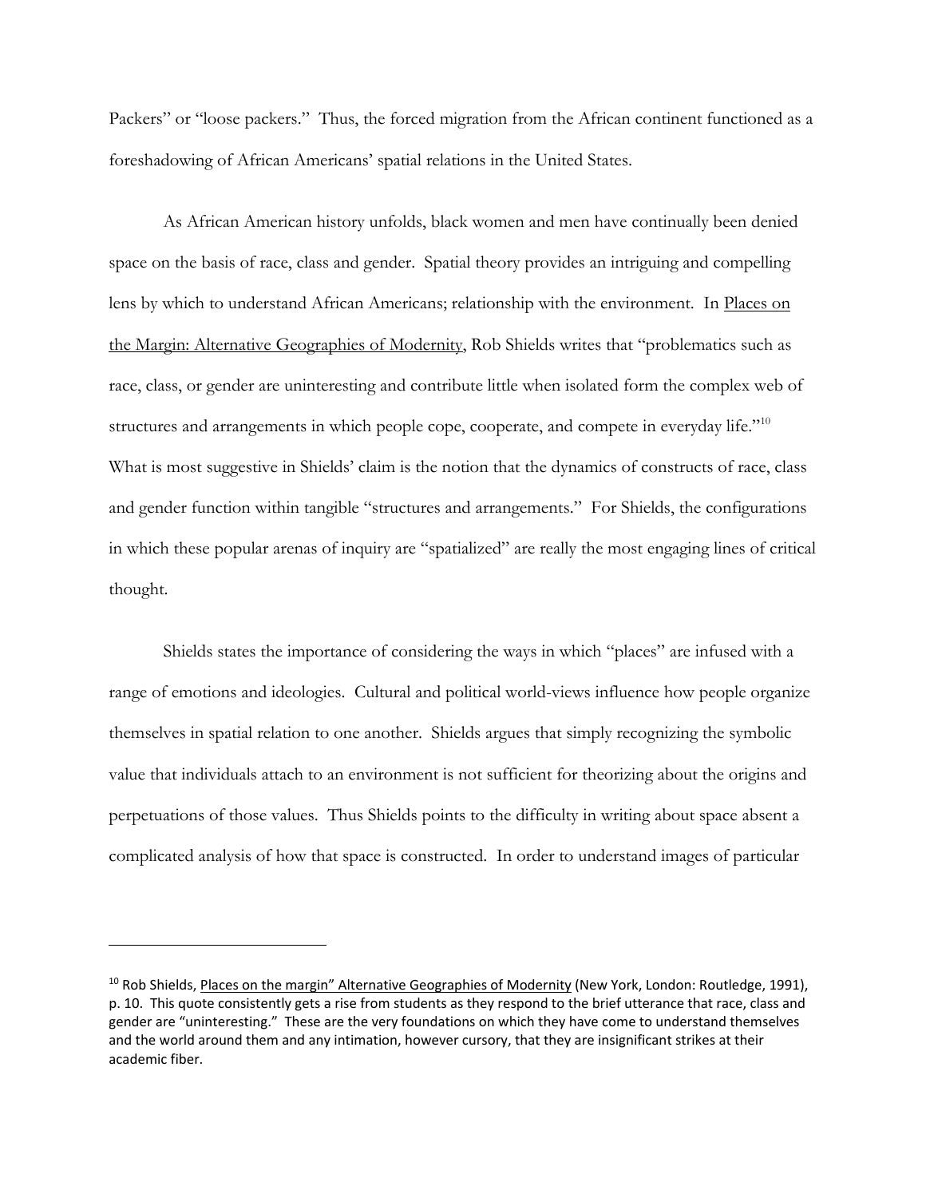Packers" or "loose packers." Thus, the forced migration from the African continent functioned as a foreshadowing of African Americans' spatial relations in the United States.

As African American history unfolds, black women and men have continually been denied space on the basis of race, class and gender. Spatial theory provides an intriguing and compelling lens by which to understand African Americans; relationship with the environment. In Places on the Margin: Alternative Geographies of Modernity, Rob Shields writes that "problematics such as race, class, or gender are uninteresting and contribute little when isolated form the complex web of structures and arrangements in which people cope, cooperate, and compete in everyday life."[10] What is most suggestive in Shields' claim is the notion that the dynamics of constructs of race, class and gender function within tangible "structures and arrangements." For Shields, the configurations in which these popular arenas of inquiry are "spatialized" are really the most engaging lines of critical thought.

Shields states the importance of considering the ways in which "places" are infused with a range of emotions and ideologies. Cultural and political world-views influence how people organize themselves in spatial relation to one another. Shields argues that simply recognizing the symbolic value that individuals attach to an environment is not sufficient for theorizing about the origins and perpetuations of those values. Thus Shields points to the difficulty in writing about space absent a complicated analysis of how that space is constructed. In order to understand images of particular

---

[10] Rob Shields, Places on the margin" Alternative Geographies of Modernity (New York, London: Routledge, 1991), p. 10. This quote consistently gets a rise from students as they respond to the brief utterance that race, class and gender are "uninteresting." These are the very foundations on which they have come to understand themselves and the world around them and any intimation, however cursory, that they are insignificant strikes at their academic fiber.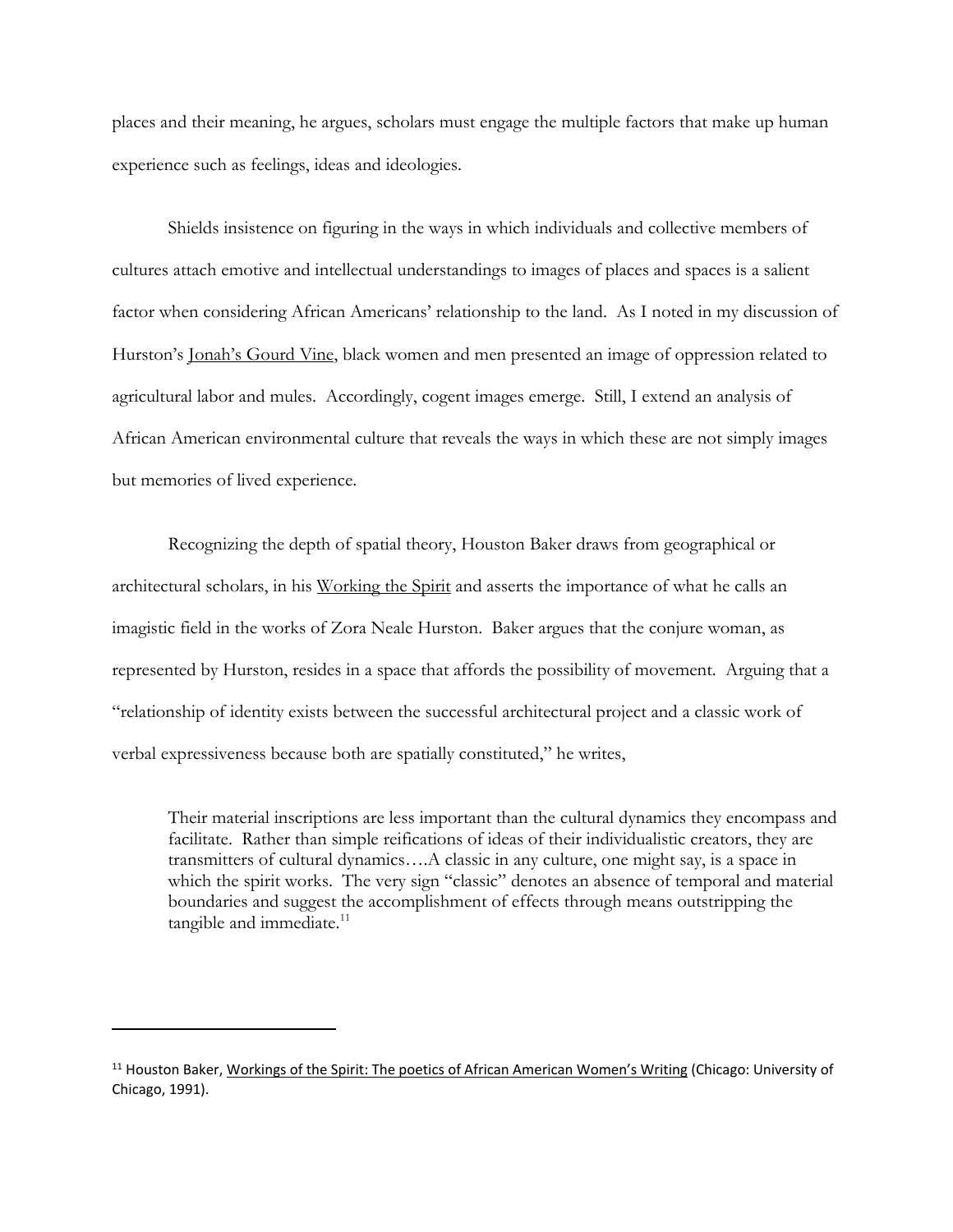places and their meaning, he argues, scholars must engage the multiple factors that make up human experience such as feelings, ideas and ideologies.

Shields insistence on figuring in the ways in which individuals and collective members of cultures attach emotive and intellectual understandings to images of places and spaces is a salient factor when considering African Americans' relationship to the land. As I noted in my discussion of Hurston's Jonah's Gourd Vine, black women and men presented an image of oppression related to agricultural labor and mules. Accordingly, cogent images emerge. Still, I extend an analysis of African American environmental culture that reveals the ways in which these are not simply images but memories of lived experience.

Recognizing the depth of spatial theory, Houston Baker draws from geographical or architectural scholars, in his Working the Spirit and asserts the importance of what he calls an imagistic field in the works of Zora Neale Hurston. Baker argues that the conjure woman, as represented by Hurston, resides in a space that affords the possibility of movement. Arguing that a "relationship of identity exists between the successful architectural project and a classic work of verbal expressiveness because both are spatially constituted," he writes,

> Their material inscriptions are less important than the cultural dynamics they encompass and facilitate. Rather than simple reifications of ideas of their individualistic creators, they are transmitters of cultural dynamics….A classic in any culture, one might say, is a space in which the spirit works. The very sign "classic" denotes an absence of temporal and material boundaries and suggest the accomplishment of effects through means outstripping the tangible and immediate.[11]

---

[11] Houston Baker, Workings of the Spirit: The poetics of African American Women's Writing (Chicago: University of Chicago, 1991).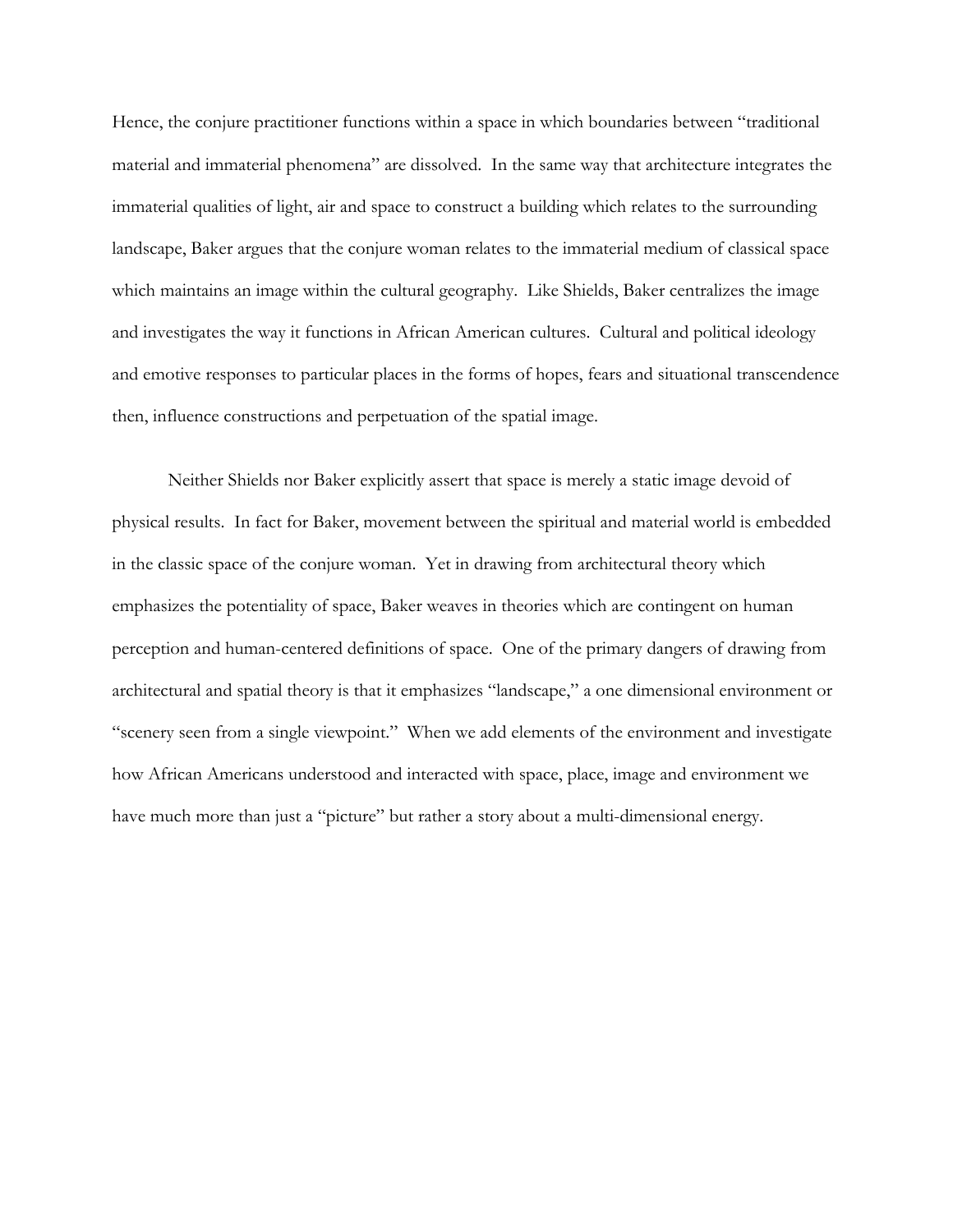Hence, the conjure practitioner functions within a space in which boundaries between "traditional material and immaterial phenomena" are dissolved. In the same way that architecture integrates the immaterial qualities of light, air and space to construct a building which relates to the surrounding landscape, Baker argues that the conjure woman relates to the immaterial medium of classical space which maintains an image within the cultural geography. Like Shields, Baker centralizes the image and investigates the way it functions in African American cultures. Cultural and political ideology and emotive responses to particular places in the forms of hopes, fears and situational transcendence then, influence constructions and perpetuation of the spatial image.

Neither Shields nor Baker explicitly assert that space is merely a static image devoid of physical results. In fact for Baker, movement between the spiritual and material world is embedded in the classic space of the conjure woman. Yet in drawing from architectural theory which emphasizes the potentiality of space, Baker weaves in theories which are contingent on human perception and human-centered definitions of space. One of the primary dangers of drawing from architectural and spatial theory is that it emphasizes "landscape," a one dimensional environment or "scenery seen from a single viewpoint." When we add elements of the environment and investigate how African Americans understood and interacted with space, place, image and environment we have much more than just a "picture" but rather a story about a multi-dimensional energy.